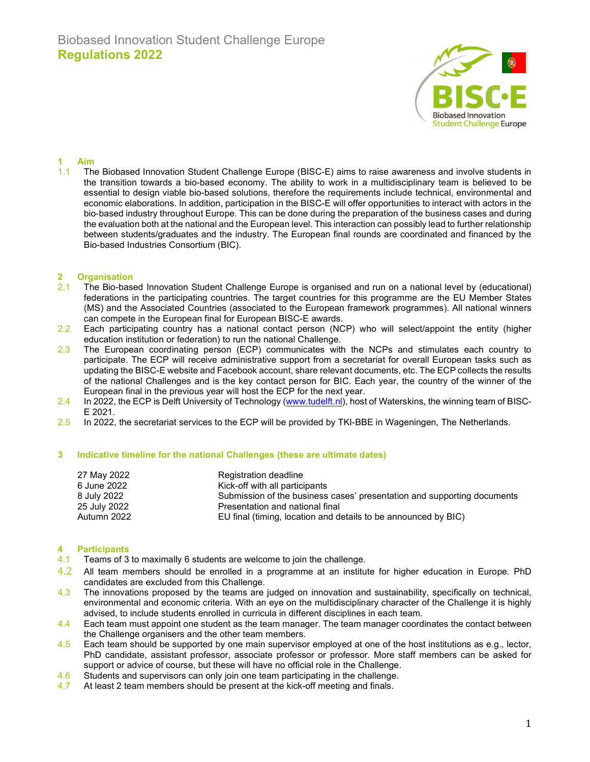# Biobased Innovation Student Challenge Europe
## Regulations 2022

## 1 Aim

1.1 The Biobased Innovation Student Challenge Europe (BISC-E) aims to raise awareness and involve students in the transition towards a bio-based economy. The ability to work in a multidisciplinary team is believed to be essential to design viable bio-based solutions, therefore the requirements include technical, environmental and economic elaborations. In addition, participation in the BISC-E will offer opportunities to interact with actors in the bio-based industry throughout Europe. This can be done during the preparation of the business cases and during the evaluation both at the national and the European level. This interaction can possibly lead to further relationship between students/graduates and the industry. The European final rounds are coordinated and financed by the Bio-based Industries Consortium (BIC).

## 2 Organisation

2.1 The Bio-based Innovation Student Challenge Europe is organised and run on a national level by (educational) federations in the participating countries. The target countries for this programme are the EU Member States (MS) and the Associated Countries (associated to the European framework programmes). All national winners can compete in the European final for European BISC-E awards.

2.2 Each participating country has a national contact person (NCP) who will select/appoint the entity (higher education institution or federation) to run the national Challenge.

2.3 The European coordinating person (ECP) communicates with the NCPs and stimulates each country to participate. The ECP will receive administrative support from a secretariat for overall European tasks such as updating the BISC-E website and Facebook account, share relevant documents, etc. The ECP collects the results of the national Challenges and is the key contact person for BIC. Each year, the country of the winner of the European final in the previous year will host the ECP for the next year.

2.4 In 2022, the ECP is Delft University of Technology (www.tudelft.nl), host of Waterskins, the winning team of BISC-E 2021.

2.5 In 2022, the secretariat services to the ECP will be provided by TKI-BBE in Wageningen, The Netherlands.

## 3 Indicative timeline for the national Challenges (these are ultimate dates)

| | |
|---|---|
| 27 May 2022 | Registration deadline |
| 6 June 2022 | Kick-off with all participants |
| 8 July 2022 | Submission of the business cases' presentation and supporting documents |
| 25 July 2022 | Presentation and national final |
| Autumn 2022 | EU final (timing, location and details to be announced by BIC) |

## 4 Participants

4.1 Teams of 3 to maximally 6 students are welcome to join the challenge.

4.2 All team members should be enrolled in a programme at an institute for higher education in Europe. PhD candidates are excluded from this Challenge.

4.3 The innovations proposed by the teams are judged on innovation and sustainability, specifically on technical, environmental and economic criteria. With an eye on the multidisciplinary character of the Challenge it is highly advised, to include students enrolled in curricula in different disciplines in each team.

4.4 Each team must appoint one student as the team manager. The team manager coordinates the contact between the Challenge organisers and the other team members.

4.5 Each team should be supported by one main supervisor employed at one of the host institutions as e.g., lector, PhD candidate, assistant professor, associate professor or professor. More staff members can be asked for support or advice of course, but these will have no official role in the Challenge.

4.6 Students and supervisors can only join one team participating in the challenge.

4.7 At least 2 team members should be present at the kick-off meeting and finals.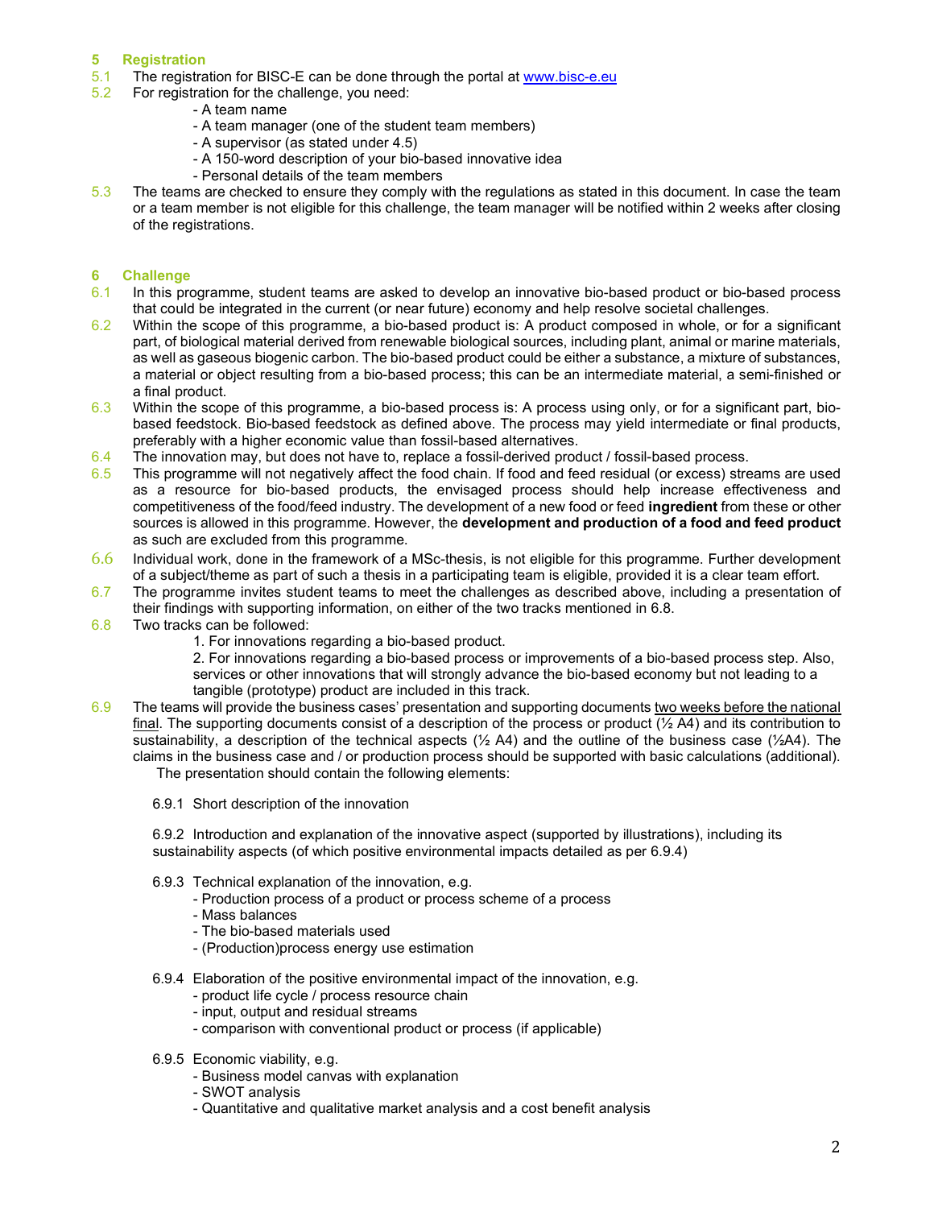## 5 Registration

5.1 The registration for BISC-E can be done through the portal at [www.bisc-e.eu](http://www.bisc-e.eu)

5.2 For registration for the challenge, you need:
- A team name
- A team manager (one of the student team members)
- A supervisor (as stated under 4.5)
- A 150-word description of your bio-based innovative idea
- Personal details of the team members

5.3 The teams are checked to ensure they comply with the regulations as stated in this document. In case the team or a team member is not eligible for this challenge, the team manager will be notified within 2 weeks after closing of the registrations.

## 6 Challenge

6.1 In this programme, student teams are asked to develop an innovative bio-based product or bio-based process that could be integrated in the current (or near future) economy and help resolve societal challenges.

6.2 Within the scope of this programme, a bio-based product is: A product composed in whole, or for a significant part, of biological material derived from renewable biological sources, including plant, animal or marine materials, as well as gaseous biogenic carbon. The bio-based product could be either a substance, a mixture of substances, a material or object resulting from a bio-based process; this can be an intermediate material, a semi-finished or a final product.

6.3 Within the scope of this programme, a bio-based process is: A process using only, or for a significant part, bio-based feedstock. Bio-based feedstock as defined above. The process may yield intermediate or final products, preferably with a higher economic value than fossil-based alternatives.

6.4 The innovation may, but does not have to, replace a fossil-derived product / fossil-based process.

6.5 This programme will not negatively affect the food chain. If food and feed residual (or excess) streams are used as a resource for bio-based products, the envisaged process should help increase effectiveness and competitiveness of the food/feed industry. The development of a new food or feed **ingredient** from these or other sources is allowed in this programme. However, the **development and production of a food and feed product** as such are excluded from this programme.

6.6 Individual work, done in the framework of a MSc-thesis, is not eligible for this programme. Further development of a subject/theme as part of such a thesis in a participating team is eligible, provided it is a clear team effort.

6.7 The programme invites student teams to meet the challenges as described above, including a presentation of their findings with supporting information, on either of the two tracks mentioned in 6.8.

6.8 Two tracks can be followed:
1. For innovations regarding a bio-based product.
2. For innovations regarding a bio-based process or improvements of a bio-based process step. Also, services or other innovations that will strongly advance the bio-based economy but not leading to a tangible (prototype) product are included in this track.

6.9 The teams will provide the business cases' presentation and supporting documents two weeks before the national final. The supporting documents consist of a description of the process or product (½ A4) and its contribution to sustainability, a description of the technical aspects (½ A4) and the outline of the business case (½A4). The claims in the business case and / or production process should be supported with basic calculations (additional). The presentation should contain the following elements:

6.9.1 Short description of the innovation

6.9.2 Introduction and explanation of the innovative aspect (supported by illustrations), including its sustainability aspects (of which positive environmental impacts detailed as per 6.9.4)

6.9.3 Technical explanation of the innovation, e.g.
- Production process of a product or process scheme of a process
- Mass balances
- The bio-based materials used
- (Production)process energy use estimation

6.9.4 Elaboration of the positive environmental impact of the innovation, e.g.
- product life cycle / process resource chain
- input, output and residual streams
- comparison with conventional product or process (if applicable)

6.9.5 Economic viability, e.g.
- Business model canvas with explanation
- SWOT analysis
- Quantitative and qualitative market analysis and a cost benefit analysis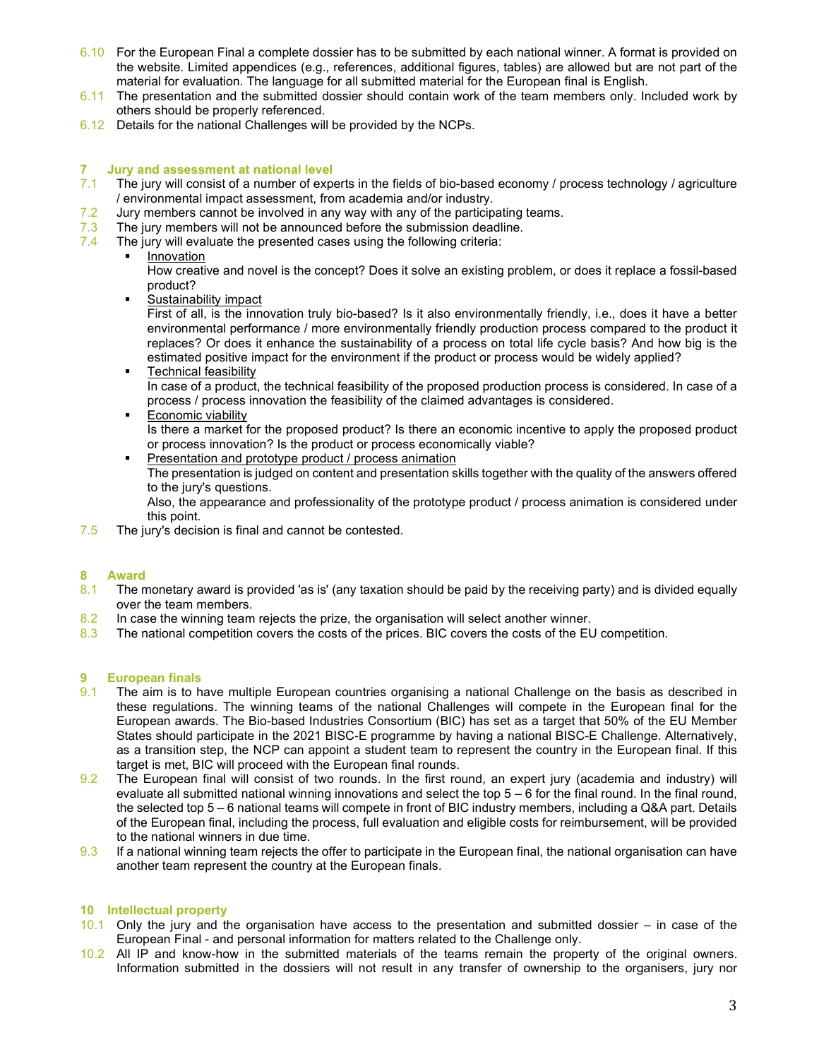6.10 For the European Final a complete dossier has to be submitted by each national winner. A format is provided on the website. Limited appendices (e.g., references, additional figures, tables) are allowed but are not part of the material for evaluation. The language for all submitted material for the European final is English.

6.11 The presentation and the submitted dossier should contain work of the team members only. Included work by others should be properly referenced.

6.12 Details for the national Challenges will be provided by the NCPs.

## 7 Jury and assessment at national level

7.1 The jury will consist of a number of experts in the fields of bio-based economy / process technology / agriculture / environmental impact assessment, from academia and/or industry.

7.2 Jury members cannot be involved in any way with any of the participating teams.

7.3 The jury members will not be announced before the submission deadline.

7.4 The jury will evaluate the presented cases using the following criteria:

- Innovation
  How creative and novel is the concept? Does it solve an existing problem, or does it replace a fossil-based product?
- Sustainability impact
  First of all, is the innovation truly bio-based? Is it also environmentally friendly, i.e., does it have a better environmental performance / more environmentally friendly production process compared to the product it replaces? Or does it enhance the sustainability of a process on total life cycle basis? And how big is the estimated positive impact for the environment if the product or process would be widely applied?
- Technical feasibility
  In case of a product, the technical feasibility of the proposed production process is considered. In case of a process / process innovation the feasibility of the claimed advantages is considered.
- Economic viability
  Is there a market for the proposed product? Is there an economic incentive to apply the proposed product or process innovation? Is the product or process economically viable?
- Presentation and prototype product / process animation
  The presentation is judged on content and presentation skills together with the quality of the answers offered to the jury's questions.
  Also, the appearance and professionality of the prototype product / process animation is considered under this point.

7.5 The jury's decision is final and cannot be contested.

## 8 Award

8.1 The monetary award is provided 'as is' (any taxation should be paid by the receiving party) and is divided equally over the team members.

8.2 In case the winning team rejects the prize, the organisation will select another winner.

8.3 The national competition covers the costs of the prices. BIC covers the costs of the EU competition.

## 9 European finals

9.1 The aim is to have multiple European countries organising a national Challenge on the basis as described in these regulations. The winning teams of the national Challenges will compete in the European final for the European awards. The Bio-based Industries Consortium (BIC) has set as a target that 50% of the EU Member States should participate in the 2021 BISC-E programme by having a national BISC-E Challenge. Alternatively, as a transition step, the NCP can appoint a student team to represent the country in the European final. If this target is met, BIC will proceed with the European final rounds.

9.2 The European final will consist of two rounds. In the first round, an expert jury (academia and industry) will evaluate all submitted national winning innovations and select the top 5 – 6 for the final round. In the final round, the selected top 5 – 6 national teams will compete in front of BIC industry members, including a Q&A part. Details of the European final, including the process, full evaluation and eligible costs for reimbursement, will be provided to the national winners in due time.

9.3 If a national winning team rejects the offer to participate in the European final, the national organisation can have another team represent the country at the European finals.

## 10 Intellectual property

10.1 Only the jury and the organisation have access to the presentation and submitted dossier – in case of the European Final - and personal information for matters related to the Challenge only.

10.2 All IP and know-how in the submitted materials of the teams remain the property of the original owners. Information submitted in the dossiers will not result in any transfer of ownership to the organisers, jury nor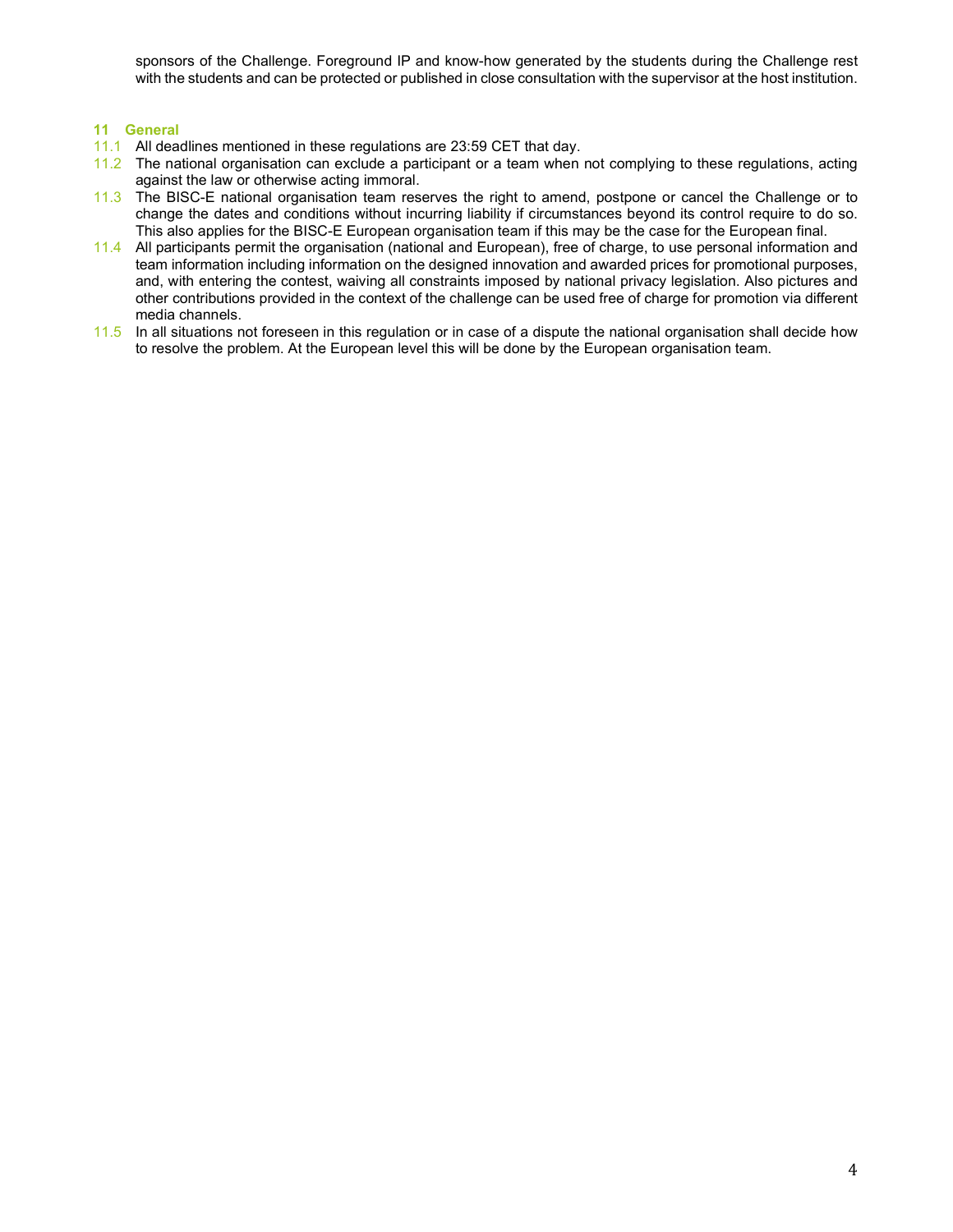sponsors of the Challenge. Foreground IP and know-how generated by the students during the Challenge rest with the students and can be protected or published in close consultation with the supervisor at the host institution.

## 11 General

11.1 All deadlines mentioned in these regulations are 23:59 CET that day.

11.2 The national organisation can exclude a participant or a team when not complying to these regulations, acting against the law or otherwise acting immoral.

11.3 The BISC-E national organisation team reserves the right to amend, postpone or cancel the Challenge or to change the dates and conditions without incurring liability if circumstances beyond its control require to do so. This also applies for the BISC-E European organisation team if this may be the case for the European final.

11.4 All participants permit the organisation (national and European), free of charge, to use personal information and team information including information on the designed innovation and awarded prices for promotional purposes, and, with entering the contest, waiving all constraints imposed by national privacy legislation. Also pictures and other contributions provided in the context of the challenge can be used free of charge for promotion via different media channels.

11.5 In all situations not foreseen in this regulation or in case of a dispute the national organisation shall decide how to resolve the problem. At the European level this will be done by the European organisation team.